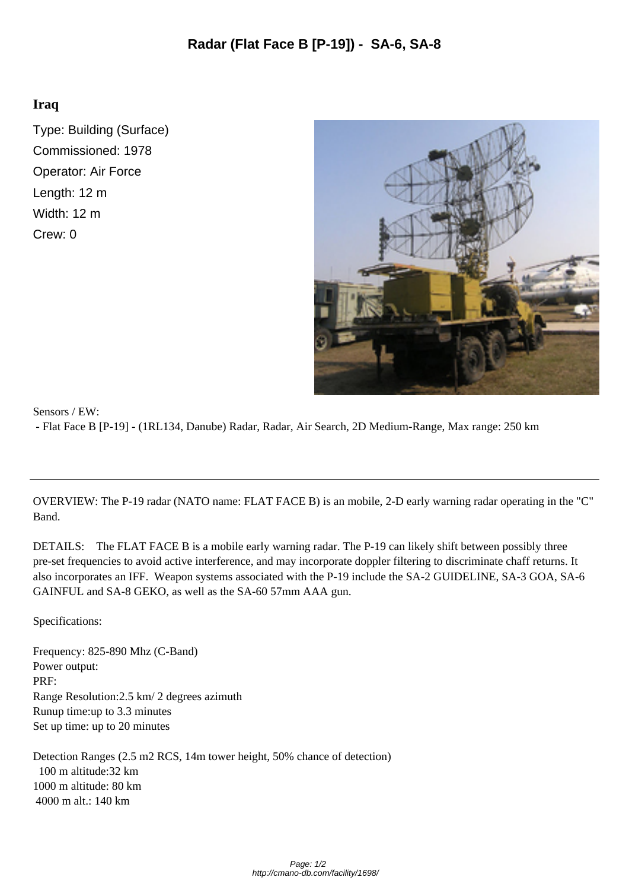# Radar (Flat Face B [P-19]) - SA-6, SA-8

## Iraq

Type: Building (Surface)
Commissioned: 1978
Operator: Air Force
Length: 12 m
Width: 12 m
Crew: 0

Sensors / EW:

- Flat Face B [P-19] - (1RL134, Danube) Radar, Radar, Air Search, 2D Medium-Range, Max range: 250 km

---

OVERVIEW: The P-19 radar (NATO name: FLAT FACE B) is an mobile, 2-D early warning radar operating in the "C" Band.

DETAILS: The FLAT FACE B is a mobile early warning radar. The P-19 can likely shift between possibly three pre-set frequencies to avoid active interference, and may incorporate doppler filtering to discriminate chaff returns. It also incorporates an IFF. Weapon systems associated with the P-19 include the SA-2 GUIDELINE, SA-3 GOA, SA-6 GAINFUL and SA-8 GEKO, as well as the SA-60 57mm AAA gun.

Specifications:

Frequency: 825-890 Mhz (C-Band)
Power output:
PRF:
Range Resolution:2.5 km/ 2 degrees azimuth
Runup time:up to 3.3 minutes
Set up time: up to 20 minutes

Detection Ranges (2.5 m2 RCS, 14m tower height, 50% chance of detection)
100 m altitude:32 km
1000 m altitude: 80 km
4000 m alt.: 140 km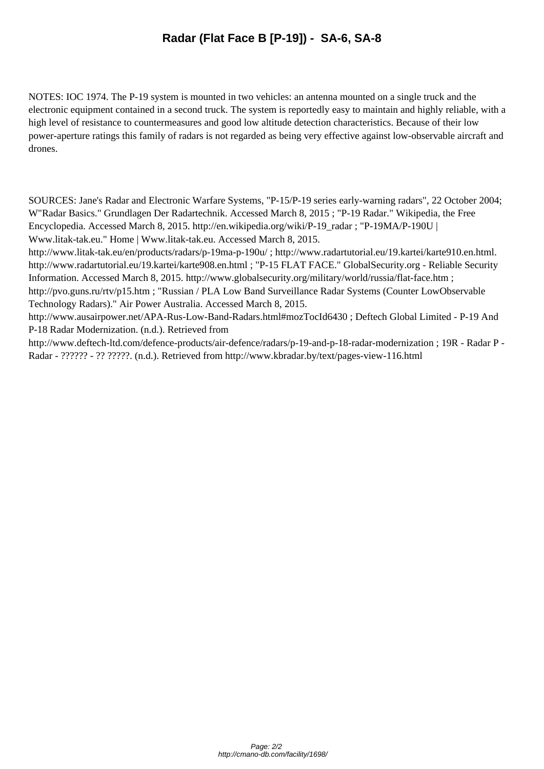# Radar (Flat Face B [P-19]) - SA-6, SA-8

NOTES: IOC 1974. The P-19 system is mounted in two vehicles: an antenna mounted on a single truck and the electronic equipment contained in a second truck. The system is reportedly easy to maintain and highly reliable, with a high level of resistance to countermeasures and good low altitude detection characteristics. Because of their low power-aperture ratings this family of radars is not regarded as being very effective against low-observable aircraft and drones.

SOURCES: Jane's Radar and Electronic Warfare Systems, "P-15/P-19 series early-warning radars", 22 October 2004; W"Radar Basics." Grundlagen Der Radartechnik. Accessed March 8, 2015 ; "P-19 Radar." Wikipedia, the Free Encyclopedia. Accessed March 8, 2015. http://en.wikipedia.org/wiki/P-19_radar ; "P-19MA/P-190U | Www.litak-tak.eu." Home | Www.litak-tak.eu. Accessed March 8, 2015. http://www.litak-tak.eu/en/products/radars/p-19ma-p-190u/ ; http://www.radartutorial.eu/19.kartei/karte910.en.html. http://www.radartutorial.eu/19.kartei/karte908.en.html ; "P-15 FLAT FACE." GlobalSecurity.org - Reliable Security Information. Accessed March 8, 2015. http://www.globalsecurity.org/military/world/russia/flat-face.htm ; http://pvo.guns.ru/rtv/p15.htm ; "Russian / PLA Low Band Surveillance Radar Systems (Counter LowObservable Technology Radars)." Air Power Australia. Accessed March 8, 2015. http://www.ausairpower.net/APA-Rus-Low-Band-Radars.html#mozTocId6430 ; Deftech Global Limited - P-19 And P-18 Radar Modernization. (n.d.). Retrieved from http://www.deftech-ltd.com/defence-products/air-defence/radars/p-19-and-p-18-radar-modernization ; 19R - Radar P - Radar - ?????? - ?? ?????. (n.d.). Retrieved from http://www.kbradar.by/text/pages-view-116.html